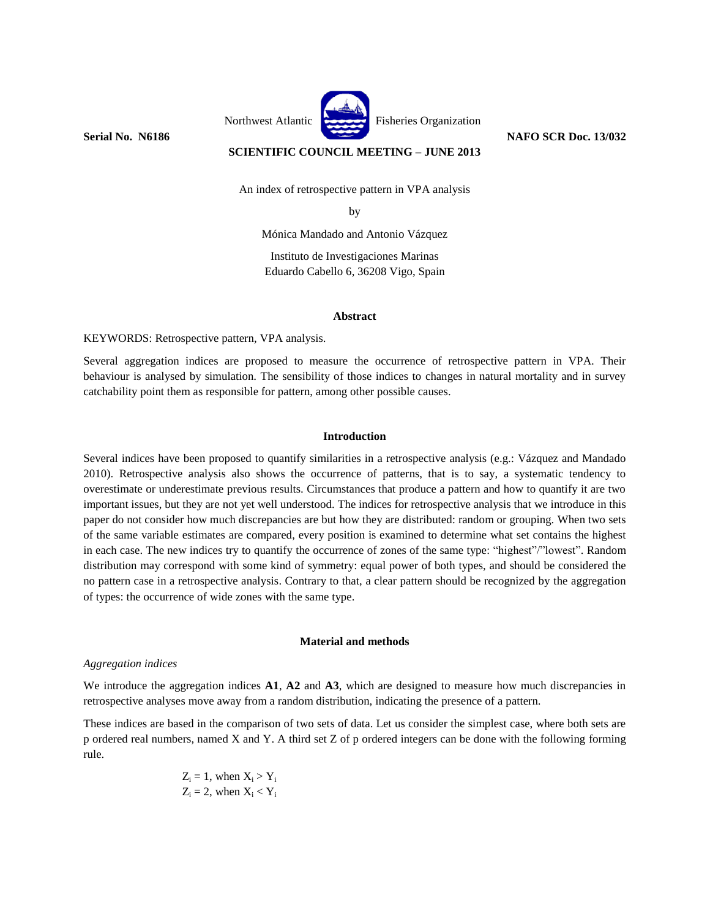Northwest Atlantic Fisheries Organization

**Serial No. N6186** **NAFO SCR Doc. 13/032**

**SCIENTIFIC COUNCIL MEETING – JUNE 2013**

An index of retrospective pattern in VPA analysis

by

Mónica Mandado and Antonio Vázquez

Instituto de Investigaciones Marinas
Eduardo Cabello 6, 36208 Vigo, Spain

## Abstract

KEYWORDS: Retrospective pattern, VPA analysis.

Several aggregation indices are proposed to measure the occurrence of retrospective pattern in VPA. Their behaviour is analysed by simulation. The sensibility of those indices to changes in natural mortality and in survey catchability point them as responsible for pattern, among other possible causes.

## Introduction

Several indices have been proposed to quantify similarities in a retrospective analysis (e.g.: Vázquez and Mandado 2010). Retrospective analysis also shows the occurrence of patterns, that is to say, a systematic tendency to overestimate or underestimate previous results. Circumstances that produce a pattern and how to quantify it are two important issues, but they are not yet well understood. The indices for retrospective analysis that we introduce in this paper do not consider how much discrepancies are but how they are distributed: random or grouping. When two sets of the same variable estimates are compared, every position is examined to determine what set contains the highest in each case. The new indices try to quantify the occurrence of zones of the same type: "highest"/"lowest". Random distribution may correspond with some kind of symmetry: equal power of both types, and should be considered the no pattern case in a retrospective analysis. Contrary to that, a clear pattern should be recognized by the aggregation of types: the occurrence of wide zones with the same type.

## Material and methods

*Aggregation indices*

We introduce the aggregation indices **A1**, **A2** and **A3**, which are designed to measure how much discrepancies in retrospective analyses move away from a random distribution, indicating the presence of a pattern.

These indices are based in the comparison of two sets of data. Let us consider the simplest case, where both sets are p ordered real numbers, named X and Y. A third set Z of p ordered integers can be done with the following forming rule.

$$Z_i = 1, \text{ when } X_i > Y_i$$
$$Z_i = 2, \text{ when } X_i < Y_i$$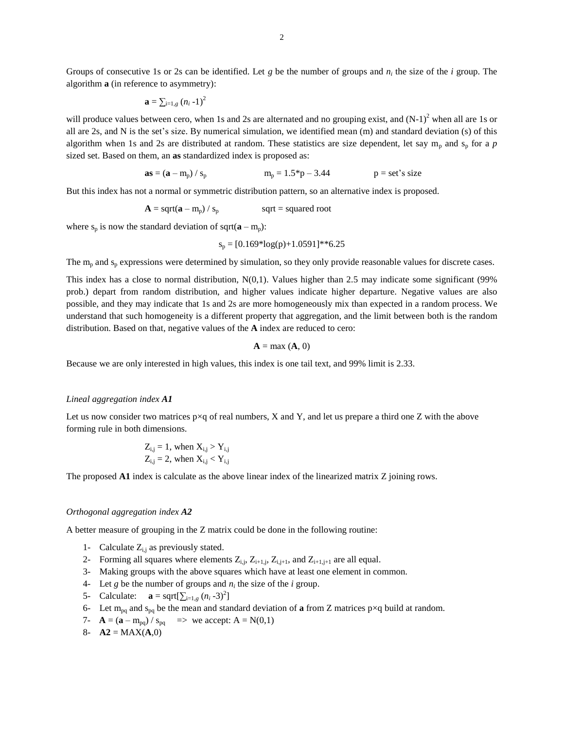Groups of consecutive 1s or 2s can be identified. Let $g$ be the number of groups and $n_i$ the size of the $i$ group. The algorithm **a** (in reference to asymmetry):

$$\mathbf{a} = \sum_{i=1,g} (n_i - 1)^2$$

will produce values between cero, when 1s and 2s are alternated and no grouping exist, and $(N-1)^2$ when all are 1s or all are 2s, and N is the set's size. By numerical simulation, we identified mean (m) and standard deviation (s) of this algorithm when 1s and 2s are distributed at random. These statistics are size dependent, let say $m_p$ and $s_p$ for a $p$ sized set. Based on them, an **as** standardized index is proposed as:

$$\mathbf{as} = (\mathbf{a} - m_p) / s_p \qquad m_p = 1.5*p - 3.44 \qquad p = \text{set's size}$$

But this index has not a normal or symmetric distribution pattern, so an alternative index is proposed.

$$\mathbf{A} = \text{sqrt}(\mathbf{a} - m_p) / s_p \qquad \text{sqrt = squared root}$$

where $s_p$ is now the standard deviation of sqrt($\mathbf{a} - m_p$):

$$s_p = [0.169*\log(p)+1.0591]**6.25$$

The $m_p$ and $s_p$ expressions were determined by simulation, so they only provide reasonable values for discrete cases.

This index has a close to normal distribution, N(0,1). Values higher than 2.5 may indicate some significant (99% prob.) depart from random distribution, and higher values indicate higher departure. Negative values are also possible, and they may indicate that 1s and 2s are more homogeneously mix than expected in a random process. We understand that such homogeneity is a different property that aggregation, and the limit between both is the random distribution. Based on that, negative values of the **A** index are reduced to cero:

$$\mathbf{A} = \max(\mathbf{A}, 0)$$

Because we are only interested in high values, this index is one tail text, and 99% limit is 2.33.

### *Lineal aggregation index **A1***

Let us now consider two matrices p×q of real numbers, X and Y, and let us prepare a third one Z with the above forming rule in both dimensions.

$$Z_{i,j} = 1, \text{ when } X_{i,j} > Y_{i,j}$$
$$Z_{i,j} = 2, \text{ when } X_{i,j} < Y_{i,j}$$

The proposed **A1** index is calculate as the above linear index of the linearized matrix Z joining rows.

### *Orthogonal aggregation index **A2***

A better measure of grouping in the Z matrix could be done in the following routine:

1- Calculate $Z_{i,j}$ as previously stated.
2- Forming all squares where elements $Z_{i,j}$, $Z_{i+1,j}$, $Z_{i,j+1}$, and $Z_{i+1,j+1}$ are all equal.
3- Making groups with the above squares which have at least one element in common.
4- Let $g$ be the number of groups and $n_i$ the size of the $i$ group.
5- Calculate: $\mathbf{a} = \text{sqrt}[\sum_{i=1,g} (n_i - 3)^2]$
6- Let $m_{pq}$ and $s_{pq}$ be the mean and standard deviation of **a** from Z matrices p×q build at random.
7- $\mathbf{A} = (\mathbf{a} - m_{pq}) / s_{pq}$ => we accept: A = N(0,1)
8- $\mathbf{A2} = \text{MAX}(\mathbf{A},0)$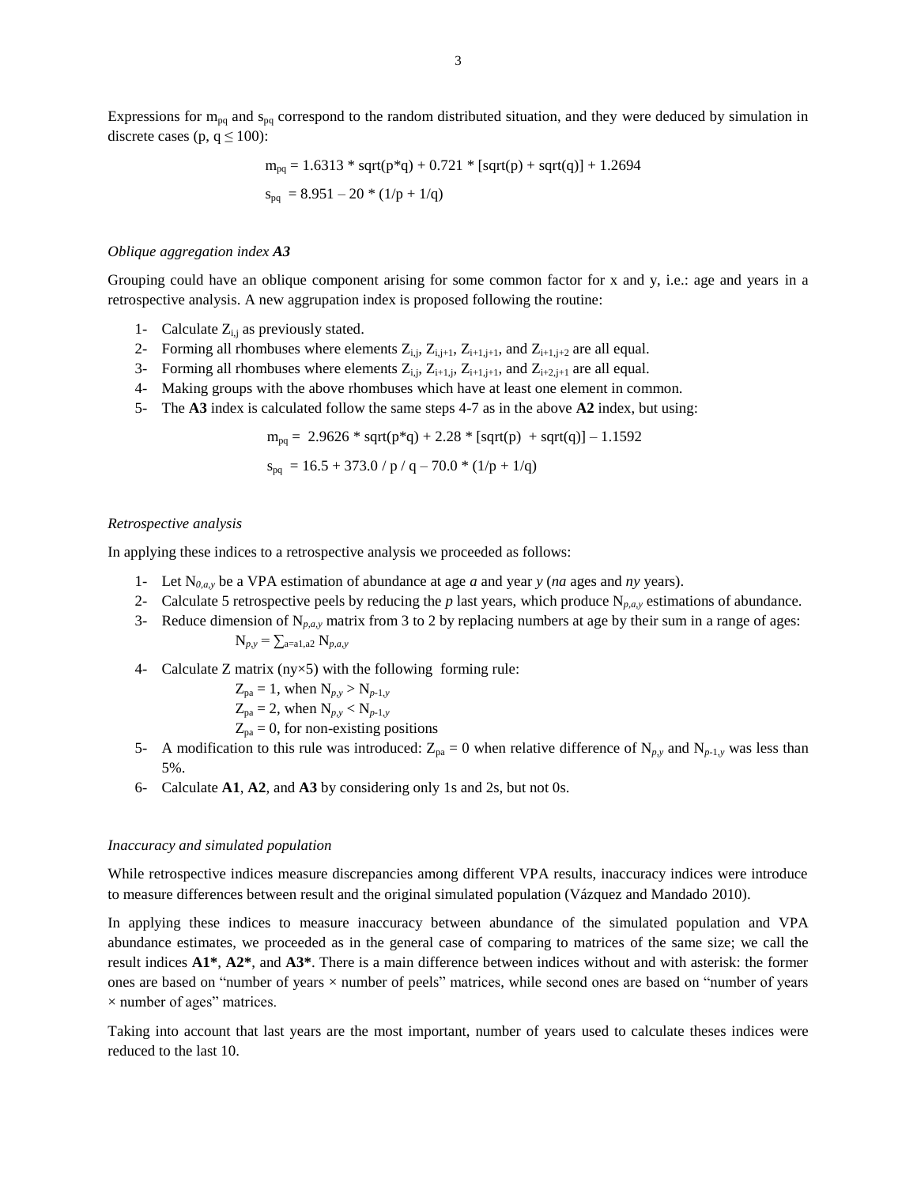Expressions for $m_{pq}$ and $s_{pq}$ correspond to the random distributed situation, and they were deduced by simulation in discrete cases ($p, q \leq 100$):

$$m_{pq} = 1.6313 * \text{sqrt}(p*q) + 0.721 * [\text{sqrt}(p) + \text{sqrt}(q)] + 1.2694$$

$$s_{pq} = 8.951 - 20 * (1/p + 1/q)$$

*Oblique aggregation index **A3***

Grouping could have an oblique component arising for some common factor for x and y, i.e.: age and years in a retrospective analysis. A new aggrupation index is proposed following the routine:

1- Calculate $Z_{i,j}$ as previously stated.
2- Forming all rhombuses where elements $Z_{i,j}$, $Z_{i,j+1}$, $Z_{i+1,j+1}$, and $Z_{i+1,j+2}$ are all equal.
3- Forming all rhombuses where elements $Z_{i,j}$, $Z_{i+1,j}$, $Z_{i+1,j+1}$, and $Z_{i+2,j+1}$ are all equal.
4- Making groups with the above rhombuses which have at least one element in common.
5- The **A3** index is calculated follow the same steps 4-7 as in the above **A2** index, but using:

$$m_{pq} = 2.9626 * \text{sqrt}(p*q) + 2.28 * [\text{sqrt}(p) + \text{sqrt}(q)] - 1.1592$$

$$s_{pq} = 16.5 + 373.0 / p / q - 70.0 * (1/p + 1/q)$$

*Retrospective analysis*

In applying these indices to a retrospective analysis we proceeded as follows:

1- Let $N_{0,a,y}$ be a VPA estimation of abundance at age *a* and year *y* (*na* ages and *ny* years).
2- Calculate 5 retrospective peels by reducing the *p* last years, which produce $N_{p,a,y}$ estimations of abundance.
3- Reduce dimension of $N_{p,a,y}$ matrix from 3 to 2 by replacing numbers at age by their sum in a range of ages:
$N_{p,y} = \sum_{a=a1,a2} N_{p,a,y}$
4- Calculate Z matrix (ny×5) with the following forming rule:
$Z_{pa} = 1$, when $N_{p,y} > N_{p-1,y}$
$Z_{pa} = 2$, when $N_{p,y} < N_{p-1,y}$
$Z_{pa} = 0$, for non-existing positions
5- A modification to this rule was introduced: $Z_{pa} = 0$ when relative difference of $N_{p,y}$ and $N_{p-1,y}$ was less than 5%.
6- Calculate **A1**, **A2**, and **A3** by considering only 1s and 2s, but not 0s.

*Inaccuracy and simulated population*

While retrospective indices measure discrepancies among different VPA results, inaccuracy indices were introduce to measure differences between result and the original simulated population (Vázquez and Mandado 2010).

In applying these indices to measure inaccuracy between abundance of the simulated population and VPA abundance estimates, we proceeded as in the general case of comparing to matrices of the same size; we call the result indices **A1***, **A2***, and **A3***. There is a main difference between indices without and with asterisk: the former ones are based on "number of years × number of peels" matrices, while second ones are based on "number of years × number of ages" matrices.

Taking into account that last years are the most important, number of years used to calculate theses indices were reduced to the last 10.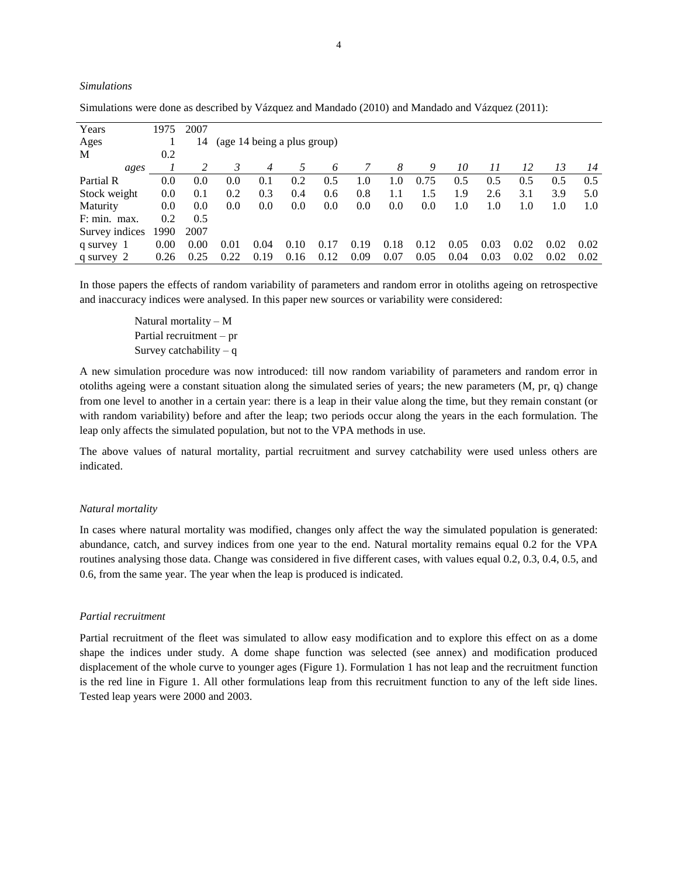*Simulations*

Simulations were done as described by Vázquez and Mandado (2010) and Mandado and Vázquez (2011):

| Years | 1975 | 2007 | | | | | | | | | | | | |
|---|---|---|---|---|---|---|---|---|---|---|---|---|---|---|
| Ages | 1 | 14 | (age 14 being a plus group) | | | | | | | | | | | |
| M | 0.2 | | | | | | | | | | | | | |
| *ages* | *1* | *2* | *3* | *4* | *5* | *6* | *7* | *8* | *9* | *10* | *11* | *12* | *13* | *14* |
| Partial R | 0.0 | 0.0 | 0.0 | 0.1 | 0.2 | 0.5 | 1.0 | 1.0 | 0.75 | 0.5 | 0.5 | 0.5 | 0.5 | 0.5 |
| Stock weight | 0.0 | 0.1 | 0.2 | 0.3 | 0.4 | 0.6 | 0.8 | 1.1 | 1.5 | 1.9 | 2.6 | 3.1 | 3.9 | 5.0 |
| Maturity | 0.0 | 0.0 | 0.0 | 0.0 | 0.0 | 0.0 | 0.0 | 0.0 | 0.0 | 1.0 | 1.0 | 1.0 | 1.0 | 1.0 |
| F: min. max. | 0.2 | 0.5 | | | | | | | | | | | | |
| Survey indices | 1990 | 2007 | | | | | | | | | | | | |
| q survey 1 | 0.00 | 0.00 | 0.01 | 0.04 | 0.10 | 0.17 | 0.19 | 0.18 | 0.12 | 0.05 | 0.03 | 0.02 | 0.02 | 0.02 |
| q survey 2 | 0.26 | 0.25 | 0.22 | 0.19 | 0.16 | 0.12 | 0.09 | 0.07 | 0.05 | 0.04 | 0.03 | 0.02 | 0.02 | 0.02 |

In those papers the effects of random variability of parameters and random error in otoliths ageing on retrospective and inaccuracy indices were analysed. In this paper new sources or variability were considered:

Natural mortality – M
Partial recruitment – pr
Survey catchability – q

A new simulation procedure was now introduced: till now random variability of parameters and random error in otoliths ageing were a constant situation along the simulated series of years; the new parameters (M, pr, q) change from one level to another in a certain year: there is a leap in their value along the time, but they remain constant (or with random variability) before and after the leap; two periods occur along the years in the each formulation. The leap only affects the simulated population, but not to the VPA methods in use.

The above values of natural mortality, partial recruitment and survey catchability were used unless others are indicated.

*Natural mortality*

In cases where natural mortality was modified, changes only affect the way the simulated population is generated: abundance, catch, and survey indices from one year to the end. Natural mortality remains equal 0.2 for the VPA routines analysing those data. Change was considered in five different cases, with values equal 0.2, 0.3, 0.4, 0.5, and 0.6, from the same year. The year when the leap is produced is indicated.

*Partial recruitment*

Partial recruitment of the fleet was simulated to allow easy modification and to explore this effect on as a dome shape the indices under study. A dome shape function was selected (see annex) and modification produced displacement of the whole curve to younger ages (Figure 1). Formulation 1 has not leap and the recruitment function is the red line in Figure 1. All other formulations leap from this recruitment function to any of the left side lines. Tested leap years were 2000 and 2003.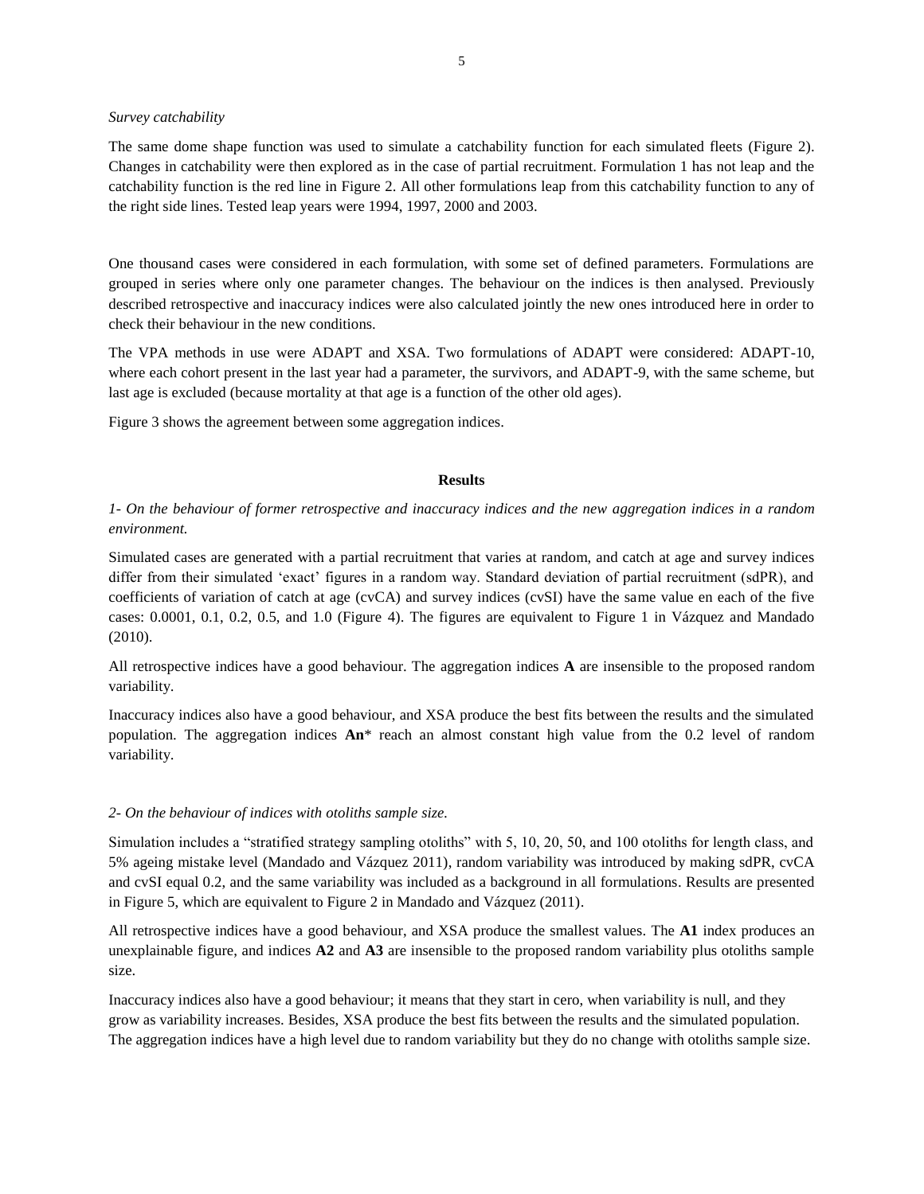*Survey catchability*

The same dome shape function was used to simulate a catchability function for each simulated fleets (Figure 2). Changes in catchability were then explored as in the case of partial recruitment. Formulation 1 has not leap and the catchability function is the red line in Figure 2. All other formulations leap from this catchability function to any of the right side lines. Tested leap years were 1994, 1997, 2000 and 2003.

One thousand cases were considered in each formulation, with some set of defined parameters. Formulations are grouped in series where only one parameter changes. The behaviour on the indices is then analysed. Previously described retrospective and inaccuracy indices were also calculated jointly the new ones introduced here in order to check their behaviour in the new conditions.

The VPA methods in use were ADAPT and XSA. Two formulations of ADAPT were considered: ADAPT-10, where each cohort present in the last year had a parameter, the survivors, and ADAPT-9, with the same scheme, but last age is excluded (because mortality at that age is a function of the other old ages).

Figure 3 shows the agreement between some aggregation indices.

## Results

*1- On the behaviour of former retrospective and inaccuracy indices and the new aggregation indices in a random environment.*

Simulated cases are generated with a partial recruitment that varies at random, and catch at age and survey indices differ from their simulated 'exact' figures in a random way. Standard deviation of partial recruitment (sdPR), and coefficients of variation of catch at age (cvCA) and survey indices (cvSI) have the same value en each of the five cases: 0.0001, 0.1, 0.2, 0.5, and 1.0 (Figure 4). The figures are equivalent to Figure 1 in Vázquez and Mandado (2010).

All retrospective indices have a good behaviour. The aggregation indices **A** are insensible to the proposed random variability.

Inaccuracy indices also have a good behaviour, and XSA produce the best fits between the results and the simulated population. The aggregation indices **An*** reach an almost constant high value from the 0.2 level of random variability.

*2- On the behaviour of indices with otoliths sample size.*

Simulation includes a "stratified strategy sampling otoliths" with 5, 10, 20, 50, and 100 otoliths for length class, and 5% ageing mistake level (Mandado and Vázquez 2011), random variability was introduced by making sdPR, cvCA and cvSI equal 0.2, and the same variability was included as a background in all formulations. Results are presented in Figure 5, which are equivalent to Figure 2 in Mandado and Vázquez (2011).

All retrospective indices have a good behaviour, and XSA produce the smallest values. The **A1** index produces an unexplainable figure, and indices **A2** and **A3** are insensible to the proposed random variability plus otoliths sample size.

Inaccuracy indices also have a good behaviour; it means that they start in cero, when variability is null, and they grow as variability increases. Besides, XSA produce the best fits between the results and the simulated population. The aggregation indices have a high level due to random variability but they do no change with otoliths sample size.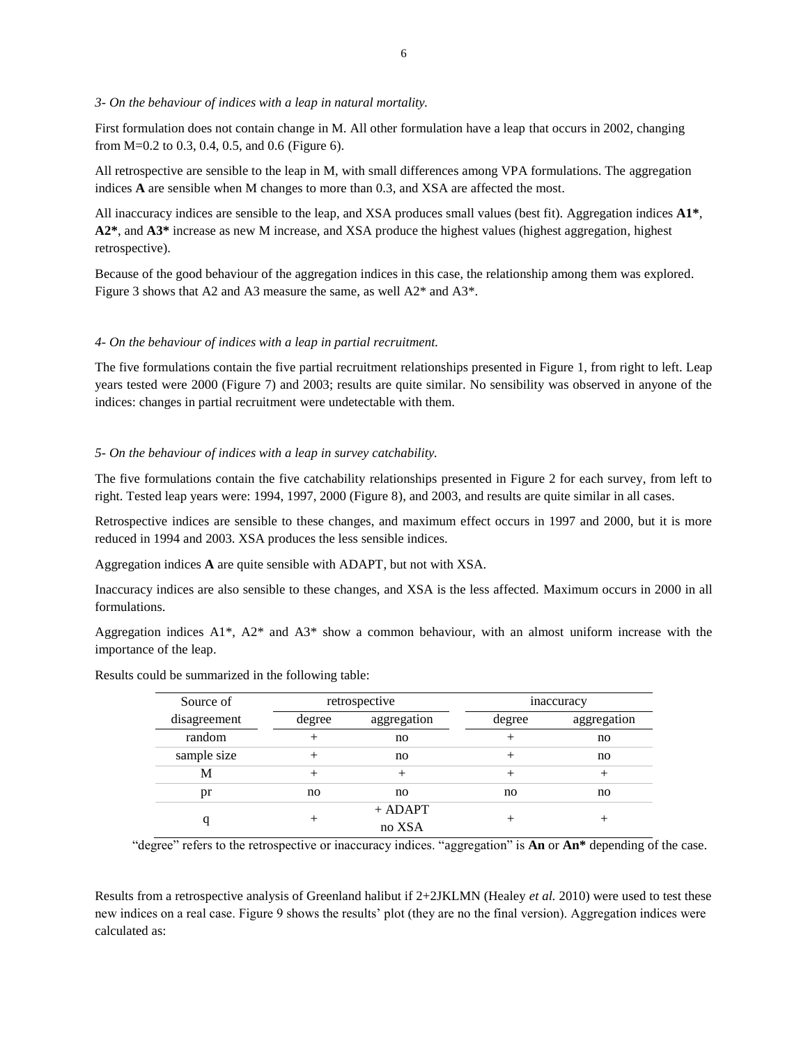*3- On the behaviour of indices with a leap in natural mortality.*

First formulation does not contain change in M. All other formulation have a leap that occurs in 2002, changing from M=0.2 to 0.3, 0.4, 0.5, and 0.6 (Figure 6).

All retrospective are sensible to the leap in M, with small differences among VPA formulations. The aggregation indices **A** are sensible when M changes to more than 0.3, and XSA are affected the most.

All inaccuracy indices are sensible to the leap, and XSA produces small values (best fit). Aggregation indices **A1***, **A2***, and **A3*** increase as new M increase, and XSA produce the highest values (highest aggregation, highest retrospective).

Because of the good behaviour of the aggregation indices in this case, the relationship among them was explored. Figure 3 shows that A2 and A3 measure the same, as well A2* and A3*.

*4- On the behaviour of indices with a leap in partial recruitment.*

The five formulations contain the five partial recruitment relationships presented in Figure 1, from right to left. Leap years tested were 2000 (Figure 7) and 2003; results are quite similar. No sensibility was observed in anyone of the indices: changes in partial recruitment were undetectable with them.

*5- On the behaviour of indices with a leap in survey catchability.*

The five formulations contain the five catchability relationships presented in Figure 2 for each survey, from left to right. Tested leap years were: 1994, 1997, 2000 (Figure 8), and 2003, and results are quite similar in all cases.

Retrospective indices are sensible to these changes, and maximum effect occurs in 1997 and 2000, but it is more reduced in 1994 and 2003. XSA produces the less sensible indices.

Aggregation indices **A** are quite sensible with ADAPT, but not with XSA.

Inaccuracy indices are also sensible to these changes, and XSA is the less affected. Maximum occurs in 2000 in all formulations.

Aggregation indices A1*, A2* and A3* show a common behaviour, with an almost uniform increase with the importance of the leap.

Results could be summarized in the following table:

| Source of | retrospective | | inaccuracy | |
|---|---|---|---|---|
| disagreement | degree | aggregation | degree | aggregation |
| random | + | no | + | no |
| sample size | + | no | + | no |
| M | + | + | + | + |
| pr | no | no | no | no |
| q | + | + ADAPT<br>no XSA | + | + |

"degree" refers to the retrospective or inaccuracy indices. "aggregation" is **An** or **An*** depending of the case.

Results from a retrospective analysis of Greenland halibut if 2+2JKLMN (Healey *et al.* 2010) were used to test these new indices on a real case. Figure 9 shows the results' plot (they are no the final version). Aggregation indices were calculated as: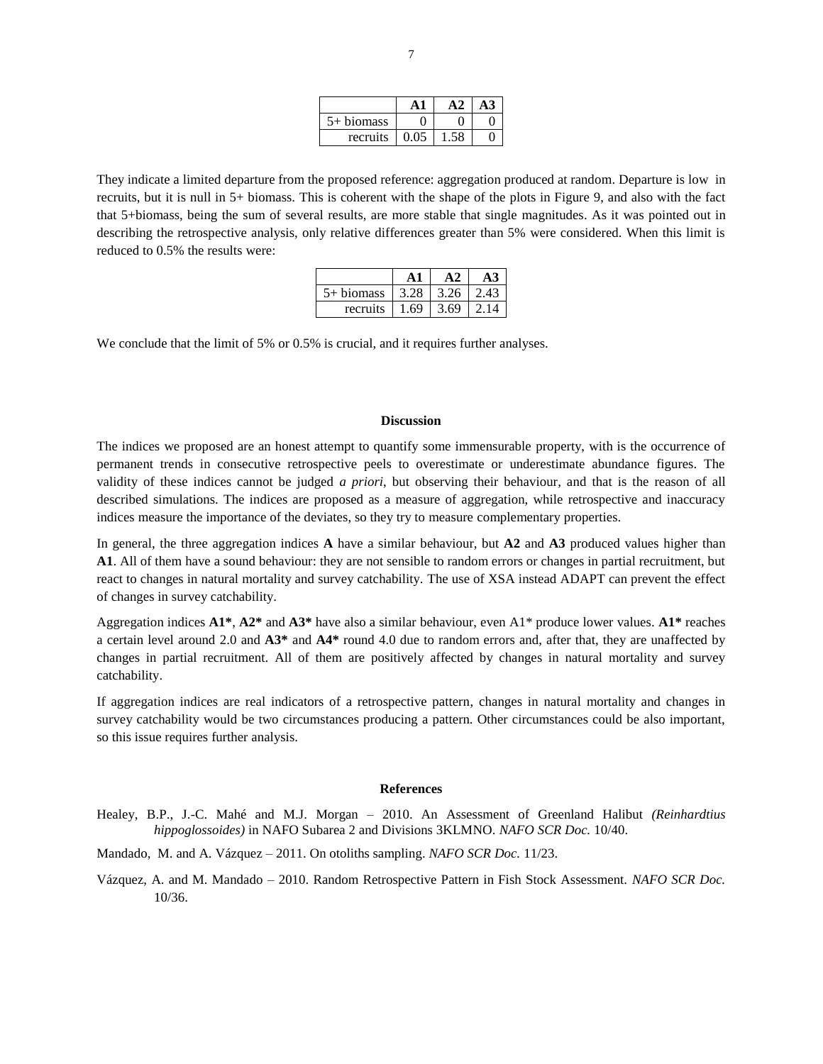|  | **A1** | **A2** | **A3** |
|---|---|---|---|
| 5+ biomass | 0 | 0 | 0 |
| recruits | 0.05 | 1.58 | 0 |

They indicate a limited departure from the proposed reference: aggregation produced at random. Departure is low in recruits, but it is null in 5+ biomass. This is coherent with the shape of the plots in Figure 9, and also with the fact that 5+biomass, being the sum of several results, are more stable that single magnitudes. As it was pointed out in describing the retrospective analysis, only relative differences greater than 5% were considered. When this limit is reduced to 0.5% the results were:

|  | **A1** | **A2** | **A3** |
|---|---|---|---|
| 5+ biomass | 3.28 | 3.26 | 2.43 |
| recruits | 1.69 | 3.69 | 2.14 |

We conclude that the limit of 5% or 0.5% is crucial, and it requires further analyses.

## Discussion

The indices we proposed are an honest attempt to quantify some immensurable property, with is the occurrence of permanent trends in consecutive retrospective peels to overestimate or underestimate abundance figures. The validity of these indices cannot be judged *a priori*, but observing their behaviour, and that is the reason of all described simulations. The indices are proposed as a measure of aggregation, while retrospective and inaccuracy indices measure the importance of the deviates, so they try to measure complementary properties.

In general, the three aggregation indices **A** have a similar behaviour, but **A2** and **A3** produced values higher than **A1**. All of them have a sound behaviour: they are not sensible to random errors or changes in partial recruitment, but react to changes in natural mortality and survey catchability. The use of XSA instead ADAPT can prevent the effect of changes in survey catchability.

Aggregation indices **A1\***, **A2\*** and **A3\*** have also a similar behaviour, even A1\* produce lower values. **A1\*** reaches a certain level around 2.0 and **A3\*** and **A4\*** round 4.0 due to random errors and, after that, they are unaffected by changes in partial recruitment. All of them are positively affected by changes in natural mortality and survey catchability.

If aggregation indices are real indicators of a retrospective pattern, changes in natural mortality and changes in survey catchability would be two circumstances producing a pattern. Other circumstances could be also important, so this issue requires further analysis.

## References

Healey, B.P., J.-C. Mahé and M.J. Morgan – 2010. An Assessment of Greenland Halibut *(Reinhardtius hippoglossoides)* in NAFO Subarea 2 and Divisions 3KLMNO. *NAFO SCR Doc.* 10/40.

Mandado, M. and A. Vázquez – 2011. On otoliths sampling. *NAFO SCR Doc.* 11/23.

Vázquez, A. and M. Mandado – 2010. Random Retrospective Pattern in Fish Stock Assessment. *NAFO SCR Doc.* 10/36.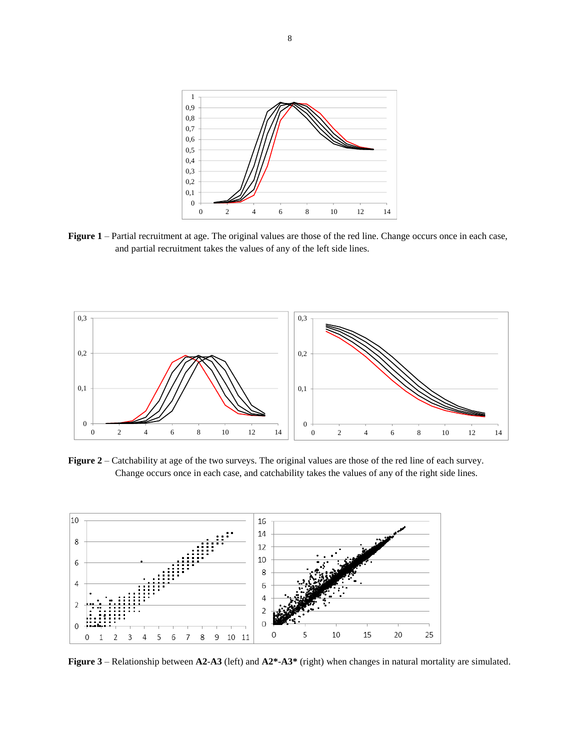**Figure 1** – Partial recruitment at age. The original values are those of the red line. Change occurs once in each case, and partial recruitment takes the values of any of the left side lines.

**Figure 2** – Catchability at age of the two surveys. The original values are those of the red line of each survey. Change occurs once in each case, and catchability takes the values of any of the right side lines.

**Figure 3** – Relationship between **A2-A3** (left) and **A2*-A3*** (right) when changes in natural mortality are simulated.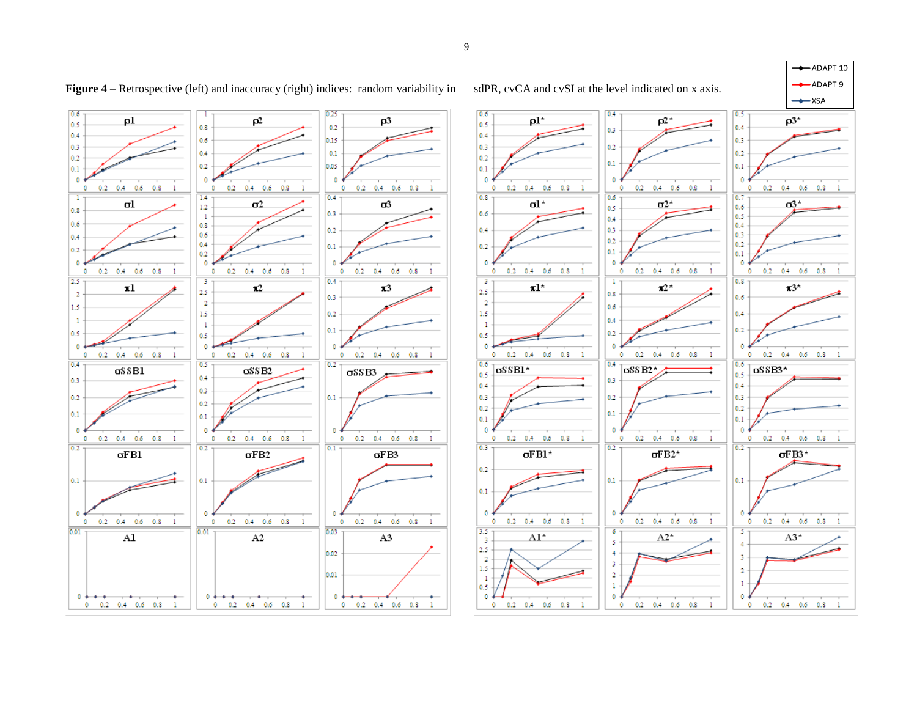**Figure 4** – Retrospective (left) and inaccuracy (right) indices: random variability in sdPR, cvCA and cvSI at the level indicated on x axis.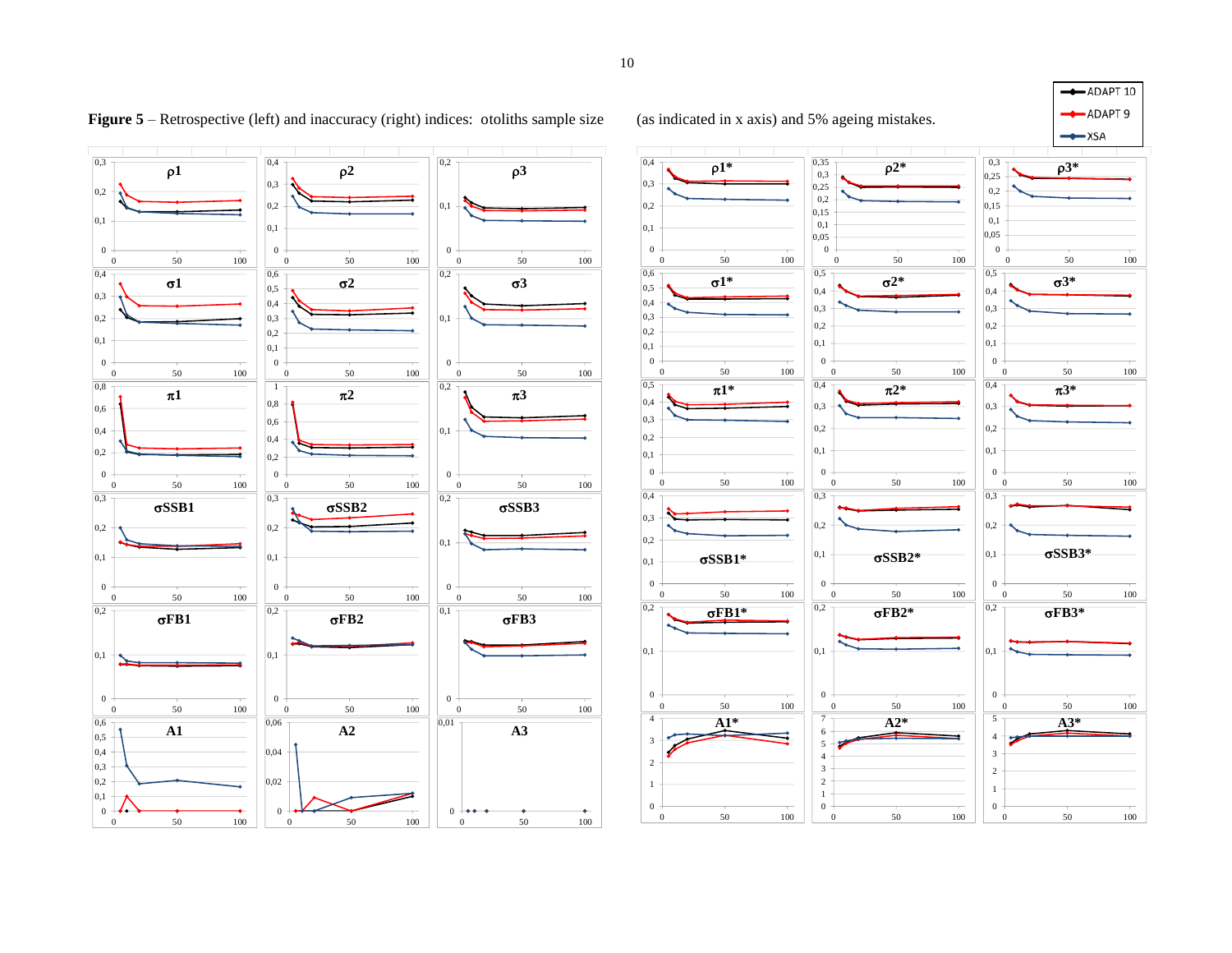**Figure 5** – Retrospective (left) and inaccuracy (right) indices: otoliths sample size (as indicated in x axis) and 5% ageing mistakes.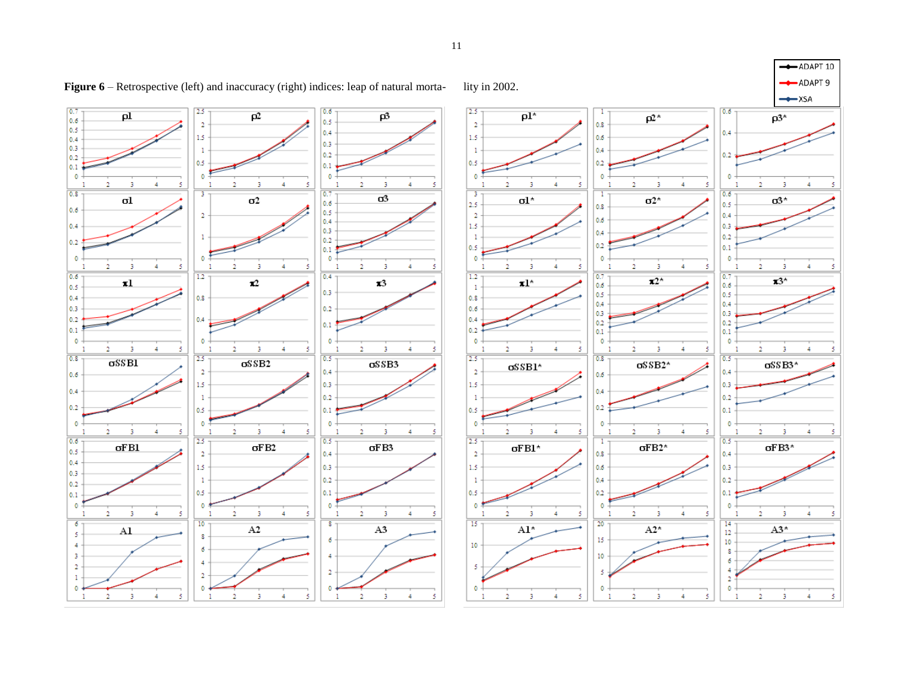**Figure 6** – Retrospective (left) and inaccuracy (right) indices: leap of natural mortality in 2002.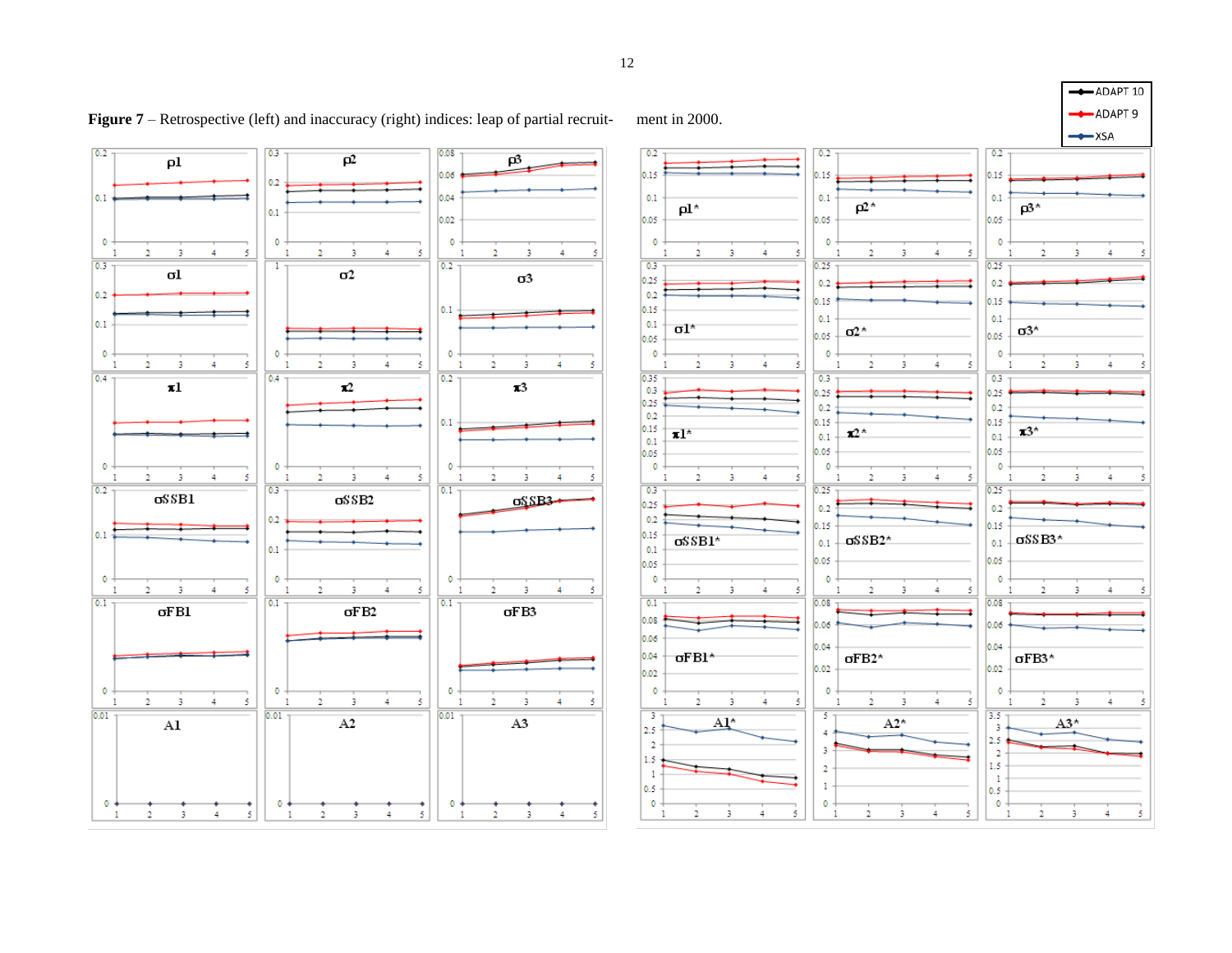**Figure 7** – Retrospective (left) and inaccuracy (right) indices: leap of partial recruitment in 2000.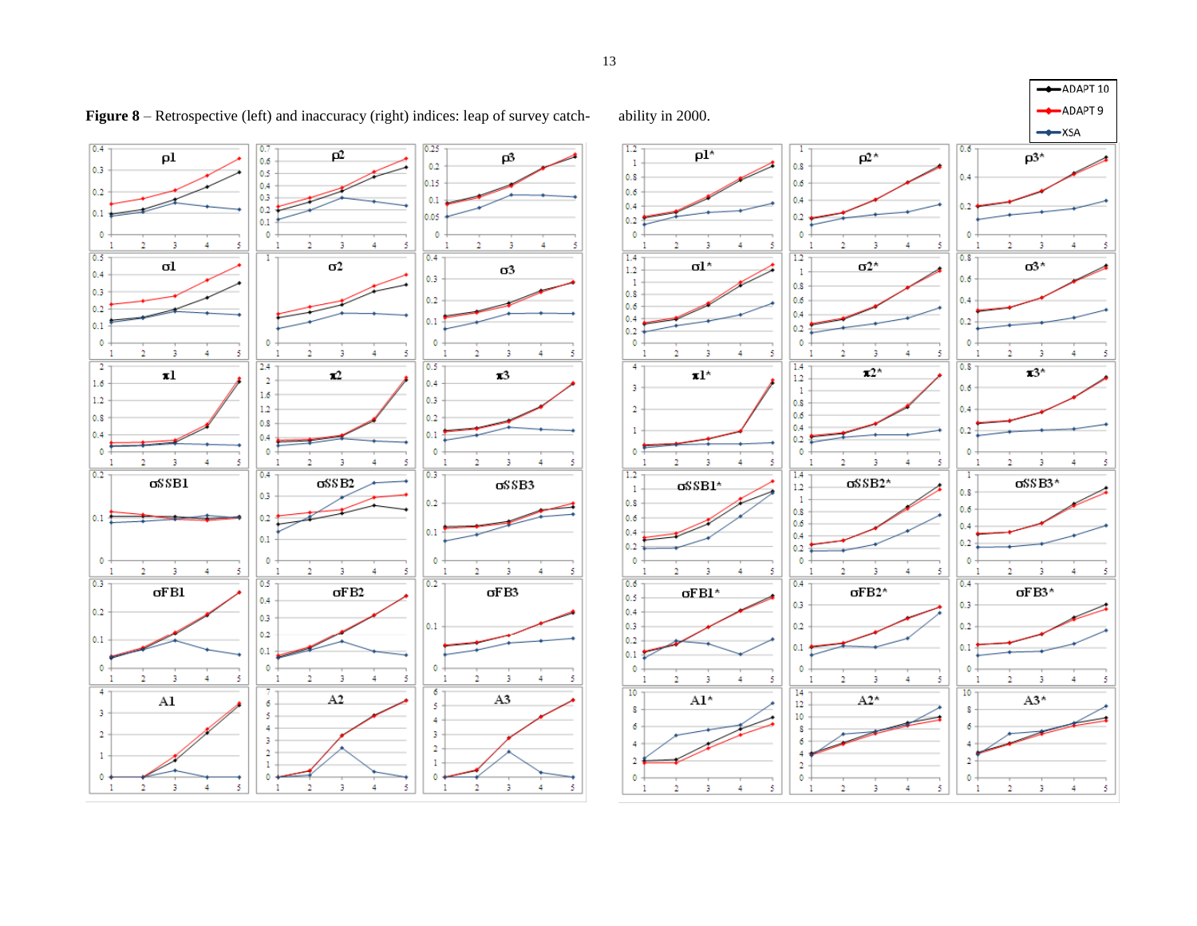**Figure 8** – Retrospective (left) and inaccuracy (right) indices: leap of survey catchability in 2000.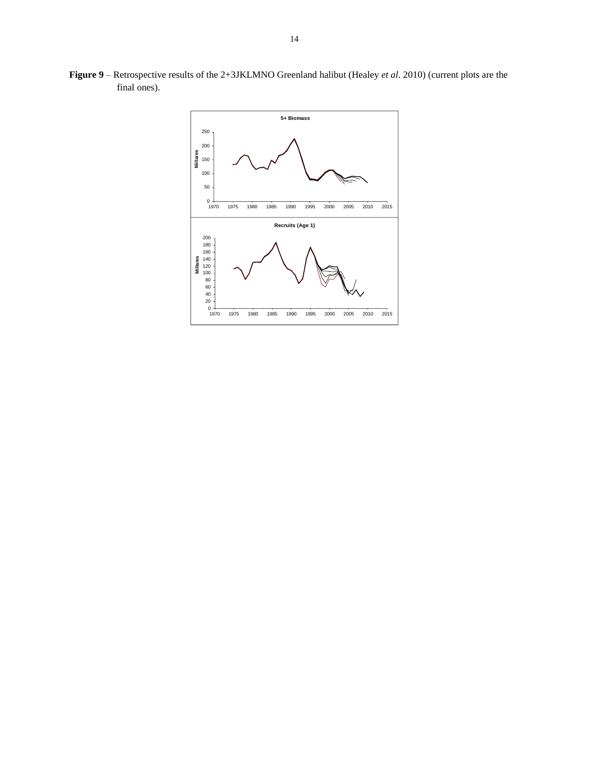**Figure 9** – Retrospective results of the 2+3JKLMNO Greenland halibut (Healey *et al*. 2010) (current plots are the final ones).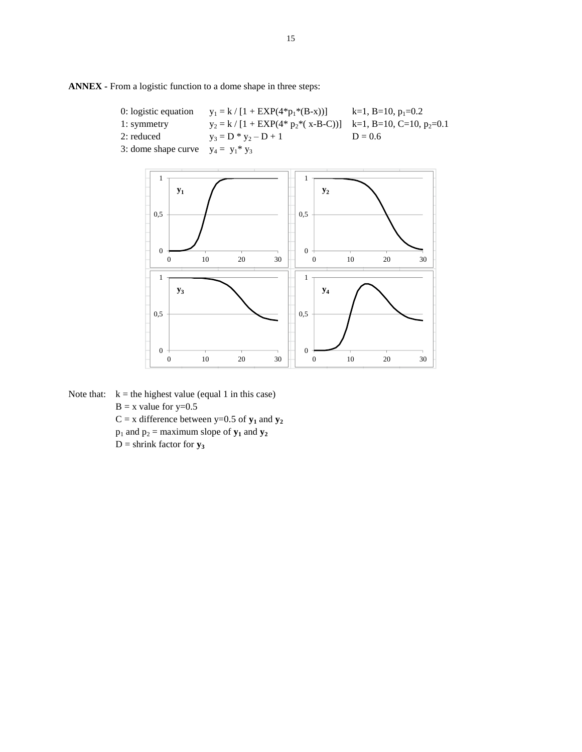**ANNEX -** From a logistic function to a dome shape in three steps:

0: logistic equation $y_1 = k / [1 + EXP(4*p_1*(B-x))]$ $k=1, B=10, p_1=0.2$

1: symmetry $y_2 = k / [1 + EXP(4* p_2*( x-B-C))]$ $k=1, B=10, C=10, p_2=0.1$

2: reduced $y_3 = D * y_2 – D + 1$ $D = 0.6$

3: dome shape curve $y_4 = y_1* y_3$

$y_1$

1
0,5
0
0 10 20 30

$y_2$

1
0,5
0
0 10 20 30

$y_3$

1
0,5
0
0 10 20 30

$y_4$

1
0,5
0
0 10 20 30

Note that: k = the highest value (equal 1 in this case)

B = x value for y=0.5

C = x difference between y=0.5 of $\mathbf{y_1}$ and $\mathbf{y_2}$

$p_1$ and $p_2$ = maximum slope of $\mathbf{y_1}$ and $\mathbf{y_2}$

D = shrink factor for $\mathbf{y_3}$